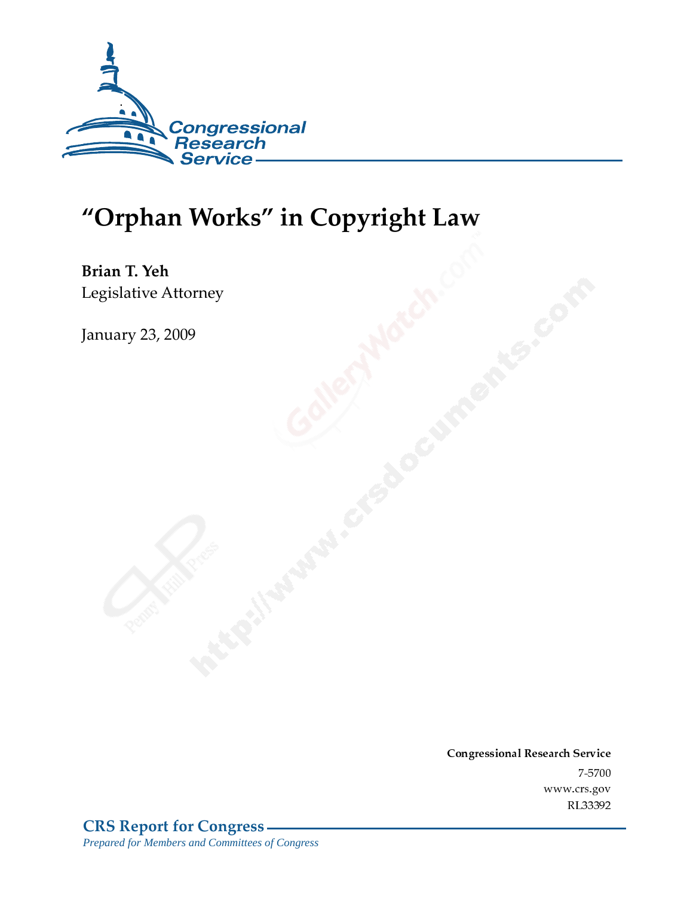Congressional Research Service

# "Orphan Works" in Copyright Law

**Brian T. Yeh**
Legislative Attorney

January 23, 2009

**Congressional Research Service**
7-5700
www.crs.gov
RL33392

**CRS Report for Congress**
*Prepared for Members and Committees of Congress*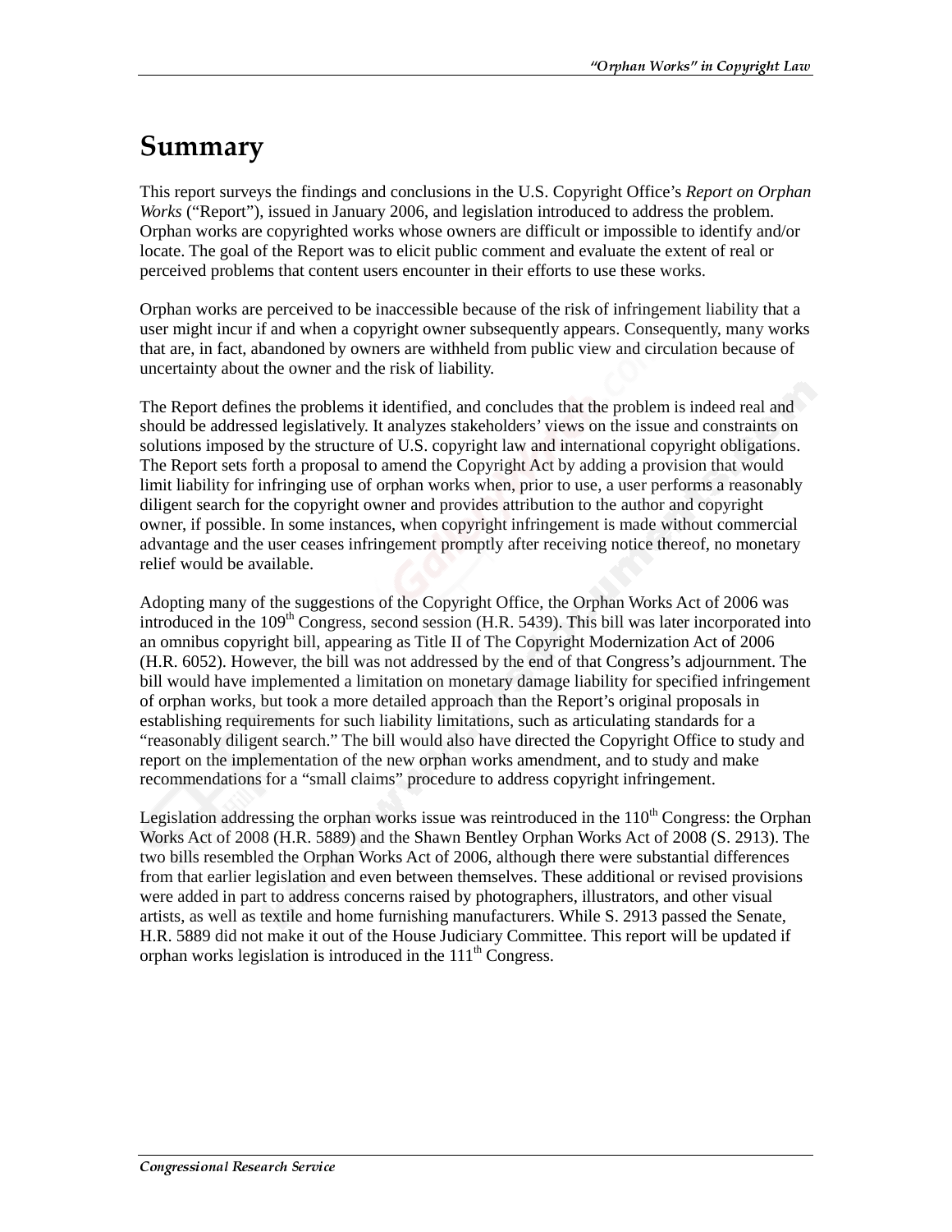# Summary

This report surveys the findings and conclusions in the U.S. Copyright Office's *Report on Orphan Works* ("Report"), issued in January 2006, and legislation introduced to address the problem. Orphan works are copyrighted works whose owners are difficult or impossible to identify and/or locate. The goal of the Report was to elicit public comment and evaluate the extent of real or perceived problems that content users encounter in their efforts to use these works.

Orphan works are perceived to be inaccessible because of the risk of infringement liability that a user might incur if and when a copyright owner subsequently appears. Consequently, many works that are, in fact, abandoned by owners are withheld from public view and circulation because of uncertainty about the owner and the risk of liability.

The Report defines the problems it identified, and concludes that the problem is indeed real and should be addressed legislatively. It analyzes stakeholders' views on the issue and constraints on solutions imposed by the structure of U.S. copyright law and international copyright obligations. The Report sets forth a proposal to amend the Copyright Act by adding a provision that would limit liability for infringing use of orphan works when, prior to use, a user performs a reasonably diligent search for the copyright owner and provides attribution to the author and copyright owner, if possible. In some instances, when copyright infringement is made without commercial advantage and the user ceases infringement promptly after receiving notice thereof, no monetary relief would be available.

Adopting many of the suggestions of the Copyright Office, the Orphan Works Act of 2006 was introduced in the 109th Congress, second session (H.R. 5439). This bill was later incorporated into an omnibus copyright bill, appearing as Title II of The Copyright Modernization Act of 2006 (H.R. 6052). However, the bill was not addressed by the end of that Congress's adjournment. The bill would have implemented a limitation on monetary damage liability for specified infringement of orphan works, but took a more detailed approach than the Report's original proposals in establishing requirements for such liability limitations, such as articulating standards for a "reasonably diligent search." The bill would also have directed the Copyright Office to study and report on the implementation of the new orphan works amendment, and to study and make recommendations for a "small claims" procedure to address copyright infringement.

Legislation addressing the orphan works issue was reintroduced in the 110th Congress: the Orphan Works Act of 2008 (H.R. 5889) and the Shawn Bentley Orphan Works Act of 2008 (S. 2913). The two bills resembled the Orphan Works Act of 2006, although there were substantial differences from that earlier legislation and even between themselves. These additional or revised provisions were added in part to address concerns raised by photographers, illustrators, and other visual artists, as well as textile and home furnishing manufacturers. While S. 2913 passed the Senate, H.R. 5889 did not make it out of the House Judiciary Committee. This report will be updated if orphan works legislation is introduced in the 111th Congress.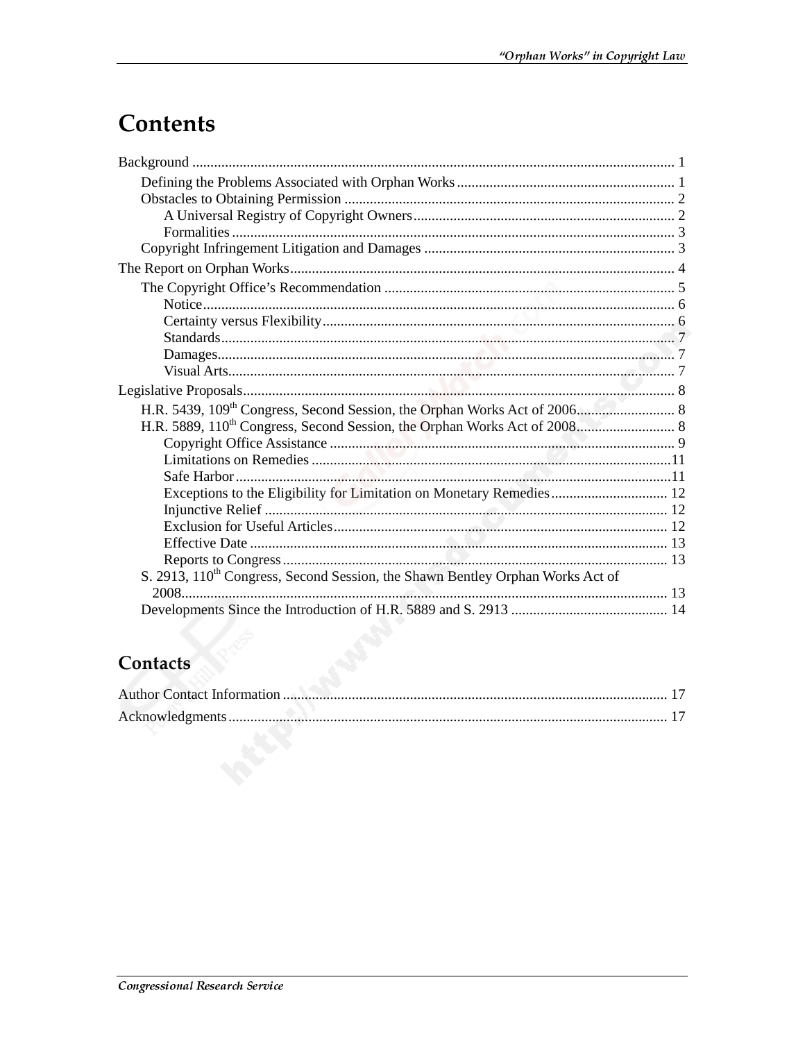# Contents

Background .................................................................................................................... 1

- Defining the Problems Associated with Orphan Works ............................................................ 1
- Obstacles to Obtaining Permission .......................................................................................... 2
  - A Universal Registry of Copyright Owners....................................................................... 2
  - Formalities ........................................................................................................................ 3
- Copyright Infringement Litigation and Damages .................................................................... 3

The Report on Orphan Works......................................................................................................... 4

- The Copyright Office's Recommendation ............................................................................... 5
  - Notice................................................................................................................................. 6
  - Certainty versus Flexibility................................................................................................ 6
  - Standards.......................................................................................................................... 7
  - Damages............................................................................................................................ 7
  - Visual Arts......................................................................................................................... 7

Legislative Proposals..................................................................................................................... 8

- H.R. 5439, 109th Congress, Second Session, the Orphan Works Act of 2006........................... 8
- H.R. 5889, 110th Congress, Second Session, the Orphan Works Act of 2008........................... 8
  - Copyright Office Assistance .............................................................................................. 9
  - Limitations on Remedies ..................................................................................................11
  - Safe Harbor......................................................................................................................11
  - Exceptions to the Eligibility for Limitation on Monetary Remedies................................ 12
  - Injunctive Relief .............................................................................................................. 12
  - Exclusion for Useful Articles........................................................................................... 12
  - Effective Date .................................................................................................................. 13
  - Reports to Congress.......................................................................................................... 13
- S. 2913, 110th Congress, Second Session, the Shawn Bentley Orphan Works Act of 2008..................................................................................................................................... 13
- Developments Since the Introduction of H.R. 5889 and S. 2913 ........................................... 14

# Contacts

Author Contact Information ......................................................................................................... 17

Acknowledgments........................................................................................................................ 17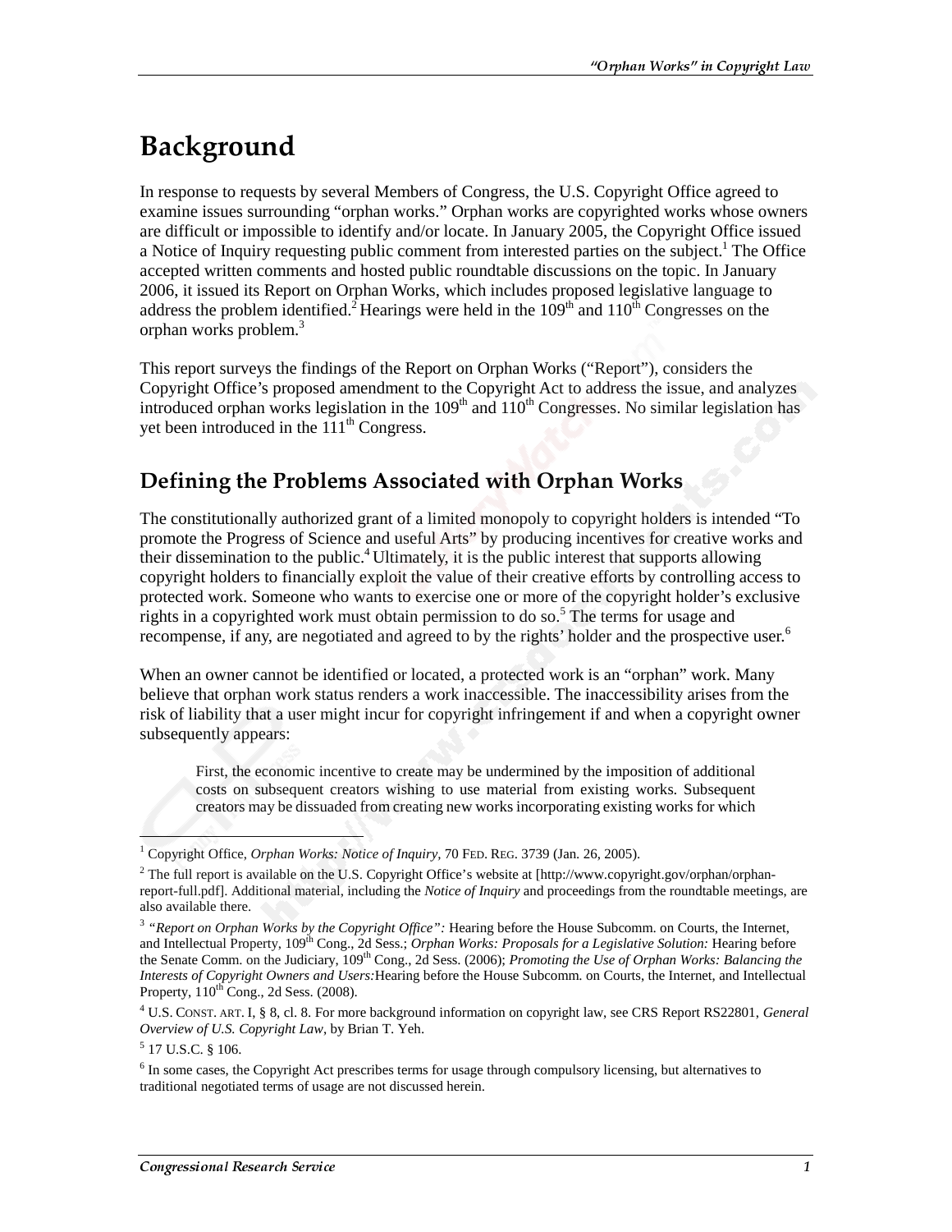# Background

In response to requests by several Members of Congress, the U.S. Copyright Office agreed to examine issues surrounding "orphan works." Orphan works are copyrighted works whose owners are difficult or impossible to identify and/or locate. In January 2005, the Copyright Office issued a Notice of Inquiry requesting public comment from interested parties on the subject.[1] The Office accepted written comments and hosted public roundtable discussions on the topic. In January 2006, it issued its Report on Orphan Works, which includes proposed legislative language to address the problem identified.[2] Hearings were held in the 109th and 110th Congresses on the orphan works problem.[3]

This report surveys the findings of the Report on Orphan Works ("Report"), considers the Copyright Office's proposed amendment to the Copyright Act to address the issue, and analyzes introduced orphan works legislation in the 109th and 110th Congresses. No similar legislation has yet been introduced in the 111th Congress.

## Defining the Problems Associated with Orphan Works

The constitutionally authorized grant of a limited monopoly to copyright holders is intended "To promote the Progress of Science and useful Arts" by producing incentives for creative works and their dissemination to the public.[4] Ultimately, it is the public interest that supports allowing copyright holders to financially exploit the value of their creative efforts by controlling access to protected work. Someone who wants to exercise one or more of the copyright holder's exclusive rights in a copyrighted work must obtain permission to do so.[5] The terms for usage and recompense, if any, are negotiated and agreed to by the rights' holder and the prospective user.[6]

When an owner cannot be identified or located, a protected work is an "orphan" work. Many believe that orphan work status renders a work inaccessible. The inaccessibility arises from the risk of liability that a user might incur for copyright infringement if and when a copyright owner subsequently appears:

> First, the economic incentive to create may be undermined by the imposition of additional costs on subsequent creators wishing to use material from existing works. Subsequent creators may be dissuaded from creating new works incorporating existing works for which

---

[1] Copyright Office, *Orphan Works: Notice of Inquiry,* 70 FED. REG. 3739 (Jan. 26, 2005).

[2] The full report is available on the U.S. Copyright Office's website at [http://www.copyright.gov/orphan/orphan-report-full.pdf]. Additional material, including the *Notice of Inquiry* and proceedings from the roundtable meetings, are also available there.

[3] *"Report on Orphan Works by the Copyright Office":* Hearing before the House Subcomm. on Courts, the Internet, and Intellectual Property, 109th Cong., 2d Sess.; *Orphan Works: Proposals for a Legislative Solution:* Hearing before the Senate Comm. on the Judiciary, 109th Cong., 2d Sess. (2006); *Promoting the Use of Orphan Works: Balancing the Interests of Copyright Owners and Users:* Hearing before the House Subcomm. on Courts, the Internet, and Intellectual Property, 110th Cong., 2d Sess. (2008).

[4] U.S. CONST. ART. I, § 8, cl. 8. For more background information on copyright law, see CRS Report RS22801, *General Overview of U.S. Copyright Law*, by Brian T. Yeh.

[5] 17 U.S.C. § 106.

[6] In some cases, the Copyright Act prescribes terms for usage through compulsory licensing, but alternatives to traditional negotiated terms of usage are not discussed herein.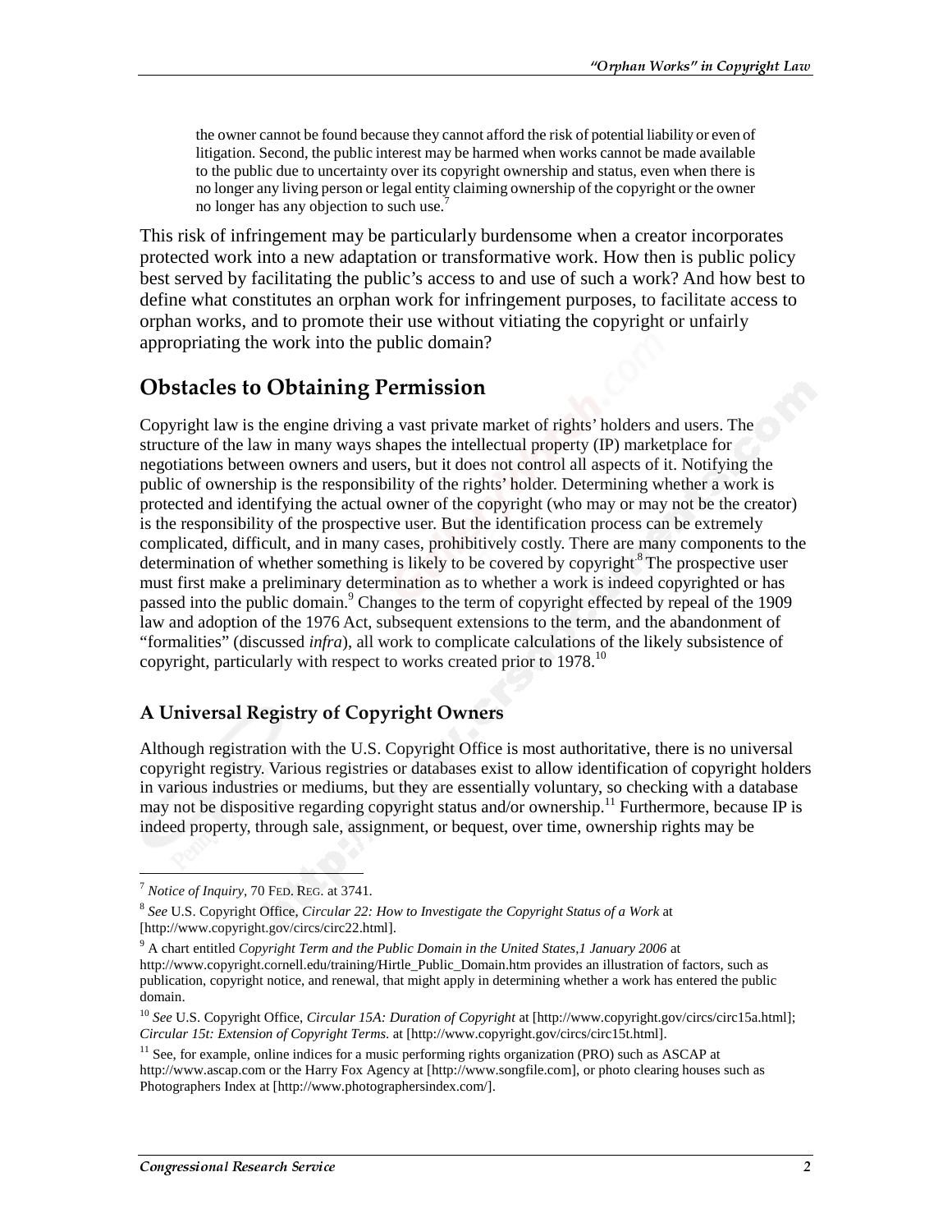> the owner cannot be found because they cannot afford the risk of potential liability or even of litigation. Second, the public interest may be harmed when works cannot be made available to the public due to uncertainty over its copyright ownership and status, even when there is no longer any living person or legal entity claiming ownership of the copyright or the owner no longer has any objection to such use.[7]

This risk of infringement may be particularly burdensome when a creator incorporates protected work into a new adaptation or transformative work. How then is public policy best served by facilitating the public's access to and use of such a work? And how best to define what constitutes an orphan work for infringement purposes, to facilitate access to orphan works, and to promote their use without vitiating the copyright or unfairly appropriating the work into the public domain?

## Obstacles to Obtaining Permission

Copyright law is the engine driving a vast private market of rights' holders and users. The structure of the law in many ways shapes the intellectual property (IP) marketplace for negotiations between owners and users, but it does not control all aspects of it. Notifying the public of ownership is the responsibility of the rights' holder. Determining whether a work is protected and identifying the actual owner of the copyright (who may or may not be the creator) is the responsibility of the prospective user. But the identification process can be extremely complicated, difficult, and in many cases, prohibitively costly. There are many components to the determination of whether something is likely to be covered by copyright.[8] The prospective user must first make a preliminary determination as to whether a work is indeed copyrighted or has passed into the public domain.[9] Changes to the term of copyright effected by repeal of the 1909 law and adoption of the 1976 Act, subsequent extensions to the term, and the abandonment of "formalities" (discussed *infra*), all work to complicate calculations of the likely subsistence of copyright, particularly with respect to works created prior to 1978.[10]

### A Universal Registry of Copyright Owners

Although registration with the U.S. Copyright Office is most authoritative, there is no universal copyright registry. Various registries or databases exist to allow identification of copyright holders in various industries or mediums, but they are essentially voluntary, so checking with a database may not be dispositive regarding copyright status and/or ownership.[11] Furthermore, because IP is indeed property, through sale, assignment, or bequest, over time, ownership rights may be

---

[7] *Notice of Inquiry*, 70 FED. REG. at 3741.

[8] *See* U.S. Copyright Office, *Circular 22: How to Investigate the Copyright Status of a Work* at [http://www.copyright.gov/circs/circ22.html].

[9] A chart entitled *Copyright Term and the Public Domain in the United States,1 January 2006* at http://www.copyright.cornell.edu/training/Hirtle_Public_Domain.htm provides an illustration of factors, such as publication, copyright notice, and renewal, that might apply in determining whether a work has entered the public domain.

[10] *See* U.S. Copyright Office, *Circular 15A: Duration of Copyright* at [http://www.copyright.gov/circs/circ15a.html]; *Circular 15t: Extension of Copyright Terms*. at [http://www.copyright.gov/circs/circ15t.html].

[11] See, for example, online indices for a music performing rights organization (PRO) such as ASCAP at http://www.ascap.com or the Harry Fox Agency at [http://www.songfile.com], or photo clearing houses such as Photographers Index at [http://www.photographersindex.com/].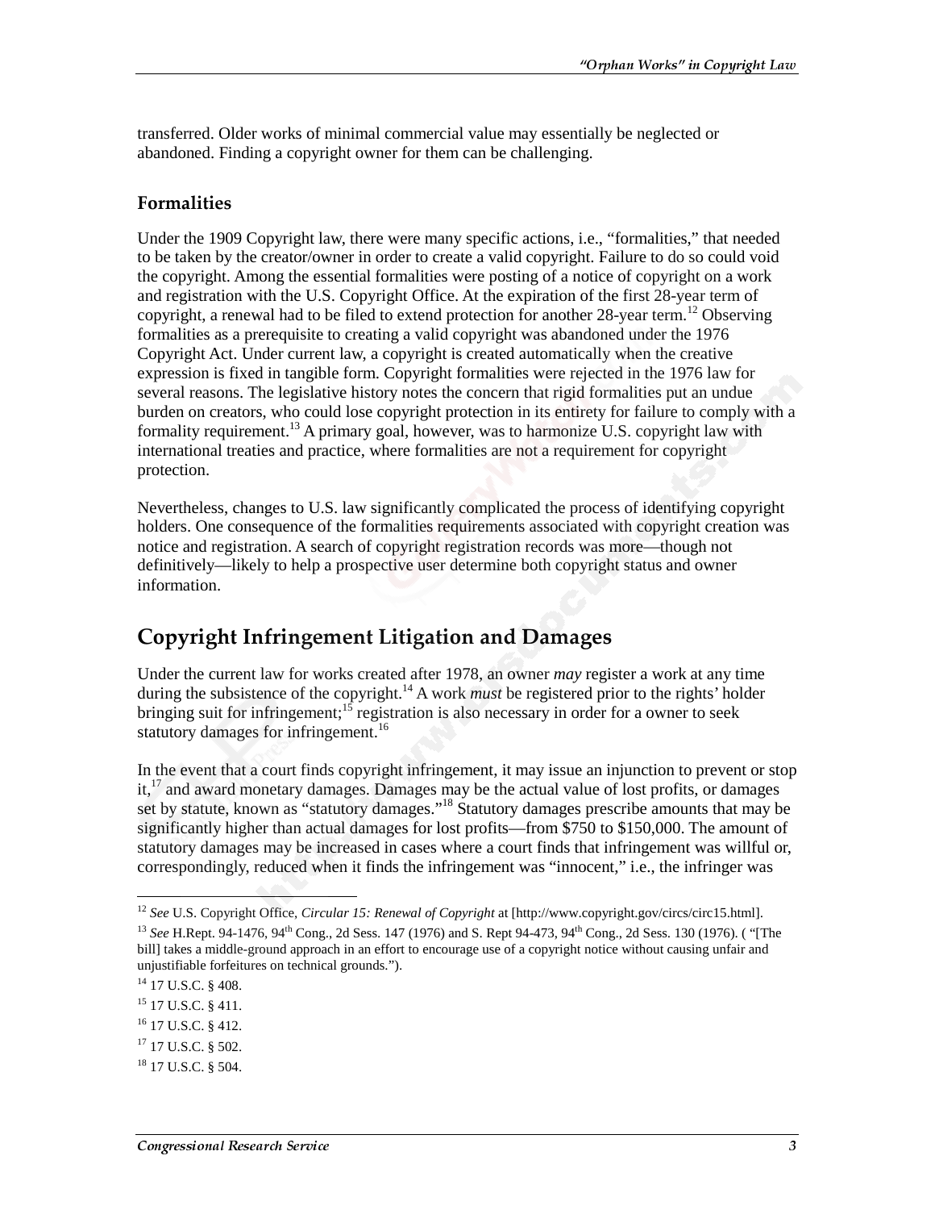transferred. Older works of minimal commercial value may essentially be neglected or abandoned. Finding a copyright owner for them can be challenging.

### Formalities

Under the 1909 Copyright law, there were many specific actions, i.e., "formalities," that needed to be taken by the creator/owner in order to create a valid copyright. Failure to do so could void the copyright. Among the essential formalities were posting of a notice of copyright on a work and registration with the U.S. Copyright Office. At the expiration of the first 28-year term of copyright, a renewal had to be filed to extend protection for another 28-year term.[12] Observing formalities as a prerequisite to creating a valid copyright was abandoned under the 1976 Copyright Act. Under current law, a copyright is created automatically when the creative expression is fixed in tangible form. Copyright formalities were rejected in the 1976 law for several reasons. The legislative history notes the concern that rigid formalities put an undue burden on creators, who could lose copyright protection in its entirety for failure to comply with a formality requirement.[13] A primary goal, however, was to harmonize U.S. copyright law with international treaties and practice, where formalities are not a requirement for copyright protection.

Nevertheless, changes to U.S. law significantly complicated the process of identifying copyright holders. One consequence of the formalities requirements associated with copyright creation was notice and registration. A search of copyright registration records was more—though not definitively—likely to help a prospective user determine both copyright status and owner information.

## Copyright Infringement Litigation and Damages

Under the current law for works created after 1978, an owner *may* register a work at any time during the subsistence of the copyright.[14] A work *must* be registered prior to the rights' holder bringing suit for infringement;[15] registration is also necessary in order for a owner to seek statutory damages for infringement.[16]

In the event that a court finds copyright infringement, it may issue an injunction to prevent or stop it,[17] and award monetary damages. Damages may be the actual value of lost profits, or damages set by statute, known as "statutory damages."[18] Statutory damages prescribe amounts that may be significantly higher than actual damages for lost profits—from $750 to $150,000. The amount of statutory damages may be increased in cases where a court finds that infringement was willful or, correspondingly, reduced when it finds the infringement was "innocent," i.e., the infringer was

---

[12] *See* U.S. Copyright Office, *Circular 15: Renewal of Copyright* at [http://www.copyright.gov/circs/circ15.html].

[13] *See* H.Rept. 94-1476, 94th Cong., 2d Sess. 147 (1976) and S. Rept 94-473, 94th Cong., 2d Sess. 130 (1976). ( "[The bill] takes a middle-ground approach in an effort to encourage use of a copyright notice without causing unfair and unjustifiable forfeitures on technical grounds.").

[14] 17 U.S.C. § 408.

[15] 17 U.S.C. § 411.

[16] 17 U.S.C. § 412.

[17] 17 U.S.C. § 502.

[18] 17 U.S.C. § 504.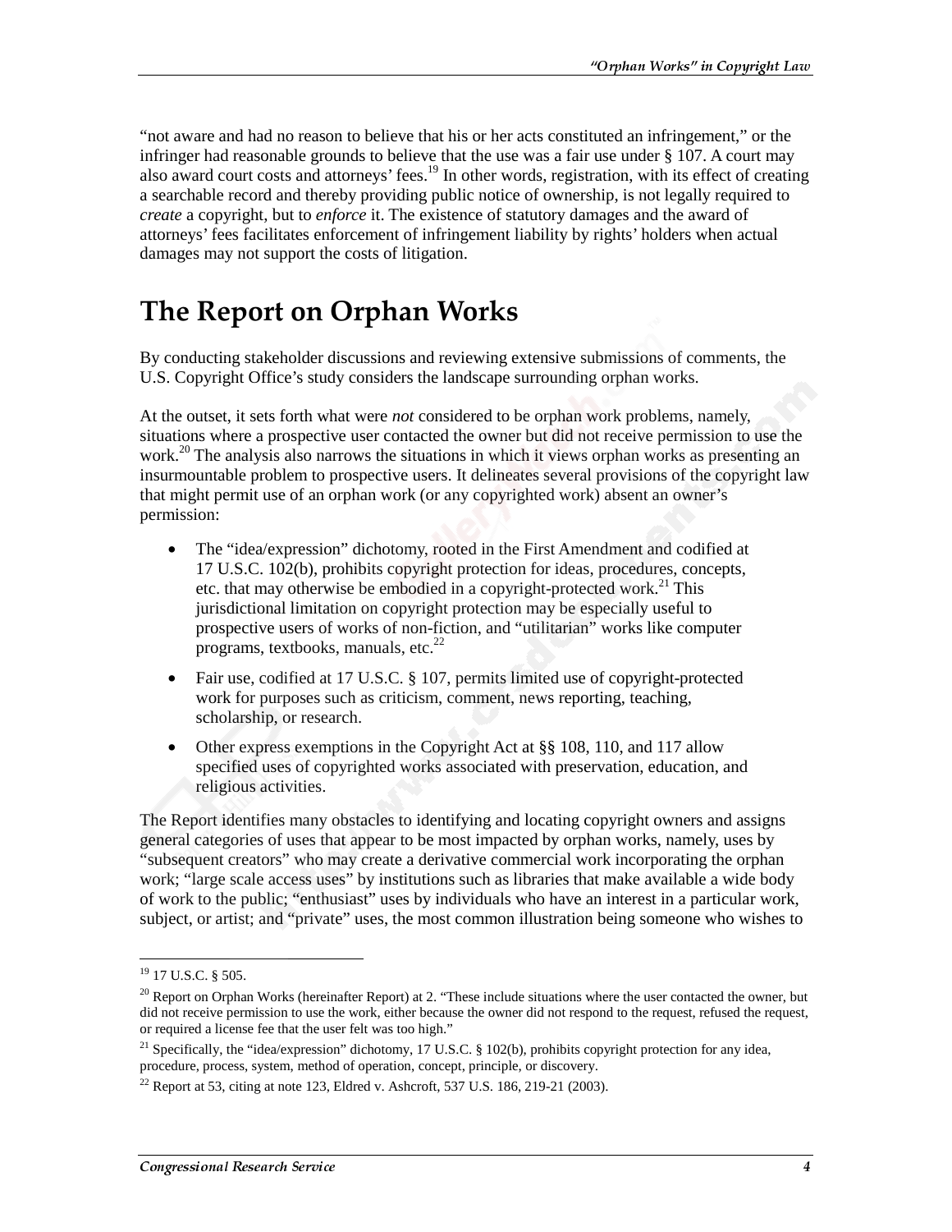"not aware and had no reason to believe that his or her acts constituted an infringement," or the infringer had reasonable grounds to believe that the use was a fair use under § 107. A court may also award court costs and attorneys' fees.[19] In other words, registration, with its effect of creating a searchable record and thereby providing public notice of ownership, is not legally required to *create* a copyright, but to *enforce* it. The existence of statutory damages and the award of attorneys' fees facilitates enforcement of infringement liability by rights' holders when actual damages may not support the costs of litigation.

# The Report on Orphan Works

By conducting stakeholder discussions and reviewing extensive submissions of comments, the U.S. Copyright Office's study considers the landscape surrounding orphan works.

At the outset, it sets forth what were *not* considered to be orphan work problems, namely, situations where a prospective user contacted the owner but did not receive permission to use the work.[20] The analysis also narrows the situations in which it views orphan works as presenting an insurmountable problem to prospective users. It delineates several provisions of the copyright law that might permit use of an orphan work (or any copyrighted work) absent an owner's permission:

- The "idea/expression" dichotomy, rooted in the First Amendment and codified at 17 U.S.C. 102(b), prohibits copyright protection for ideas, procedures, concepts, etc. that may otherwise be embodied in a copyright-protected work.[21] This jurisdictional limitation on copyright protection may be especially useful to prospective users of works of non-fiction, and "utilitarian" works like computer programs, textbooks, manuals, etc.[22]
- Fair use, codified at 17 U.S.C. § 107, permits limited use of copyright-protected work for purposes such as criticism, comment, news reporting, teaching, scholarship, or research.
- Other express exemptions in the Copyright Act at §§ 108, 110, and 117 allow specified uses of copyrighted works associated with preservation, education, and religious activities.

The Report identifies many obstacles to identifying and locating copyright owners and assigns general categories of uses that appear to be most impacted by orphan works, namely, uses by "subsequent creators" who may create a derivative commercial work incorporating the orphan work; "large scale access uses" by institutions such as libraries that make available a wide body of work to the public; "enthusiast" uses by individuals who have an interest in a particular work, subject, or artist; and "private" uses, the most common illustration being someone who wishes to

---

[19] 17 U.S.C. § 505.

[20] Report on Orphan Works (hereinafter Report) at 2. "These include situations where the user contacted the owner, but did not receive permission to use the work, either because the owner did not respond to the request, refused the request, or required a license fee that the user felt was too high."

[21] Specifically, the "idea/expression" dichotomy, 17 U.S.C. § 102(b), prohibits copyright protection for any idea, procedure, process, system, method of operation, concept, principle, or discovery.

[22] Report at 53, citing at note 123, Eldred v. Ashcroft, 537 U.S. 186, 219-21 (2003).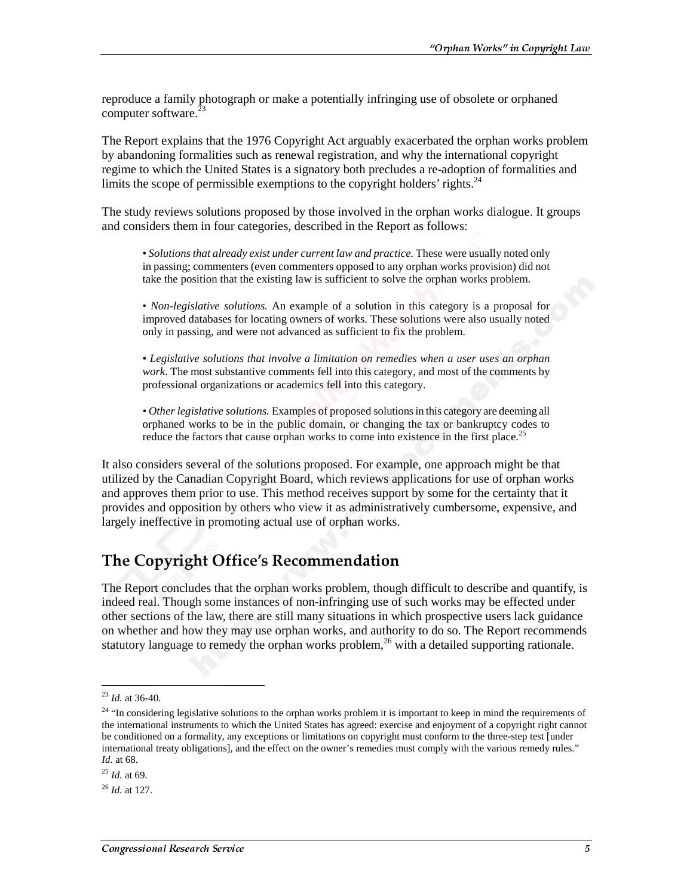reproduce a family photograph or make a potentially infringing use of obsolete or orphaned computer software.[23]

The Report explains that the 1976 Copyright Act arguably exacerbated the orphan works problem by abandoning formalities such as renewal registration, and why the international copyright regime to which the United States is a signatory both precludes a re-adoption of formalities and limits the scope of permissible exemptions to the copyright holders' rights.[24]

The study reviews solutions proposed by those involved in the orphan works dialogue. It groups and considers them in four categories, described in the Report as follows:

> • *Solutions that already exist under current law and practice.* These were usually noted only in passing; commenters (even commenters opposed to any orphan works provision) did not take the position that the existing law is sufficient to solve the orphan works problem.
>
> • *Non-legislative solutions.* An example of a solution in this category is a proposal for improved databases for locating owners of works. These solutions were also usually noted only in passing, and were not advanced as sufficient to fix the problem.
>
> • *Legislative solutions that involve a limitation on remedies when a user uses an orphan work.* The most substantive comments fell into this category, and most of the comments by professional organizations or academics fell into this category.
>
> • *Other legislative solutions.* Examples of proposed solutions in this category are deeming all orphaned works to be in the public domain, or changing the tax or bankruptcy codes to reduce the factors that cause orphan works to come into existence in the first place.[25]

It also considers several of the solutions proposed. For example, one approach might be that utilized by the Canadian Copyright Board, which reviews applications for use of orphan works and approves them prior to use. This method receives support by some for the certainty that it provides and opposition by others who view it as administratively cumbersome, expensive, and largely ineffective in promoting actual use of orphan works.

## The Copyright Office's Recommendation

The Report concludes that the orphan works problem, though difficult to describe and quantify, is indeed real. Though some instances of non-infringing use of such works may be effected under other sections of the law, there are still many situations in which prospective users lack guidance on whether and how they may use orphan works, and authority to do so. The Report recommends statutory language to remedy the orphan works problem,[26] with a detailed supporting rationale.

---

[23] *Id.* at 36-40.

[24] "In considering legislative solutions to the orphan works problem it is important to keep in mind the requirements of the international instruments to which the United States has agreed: exercise and enjoyment of a copyright right cannot be conditioned on a formality, any exceptions or limitations on copyright must conform to the three-step test [under international treaty obligations], and the effect on the owner's remedies must comply with the various remedy rules." *Id.* at 68.

[25] *Id.* at 69.

[26] *Id.* at 127.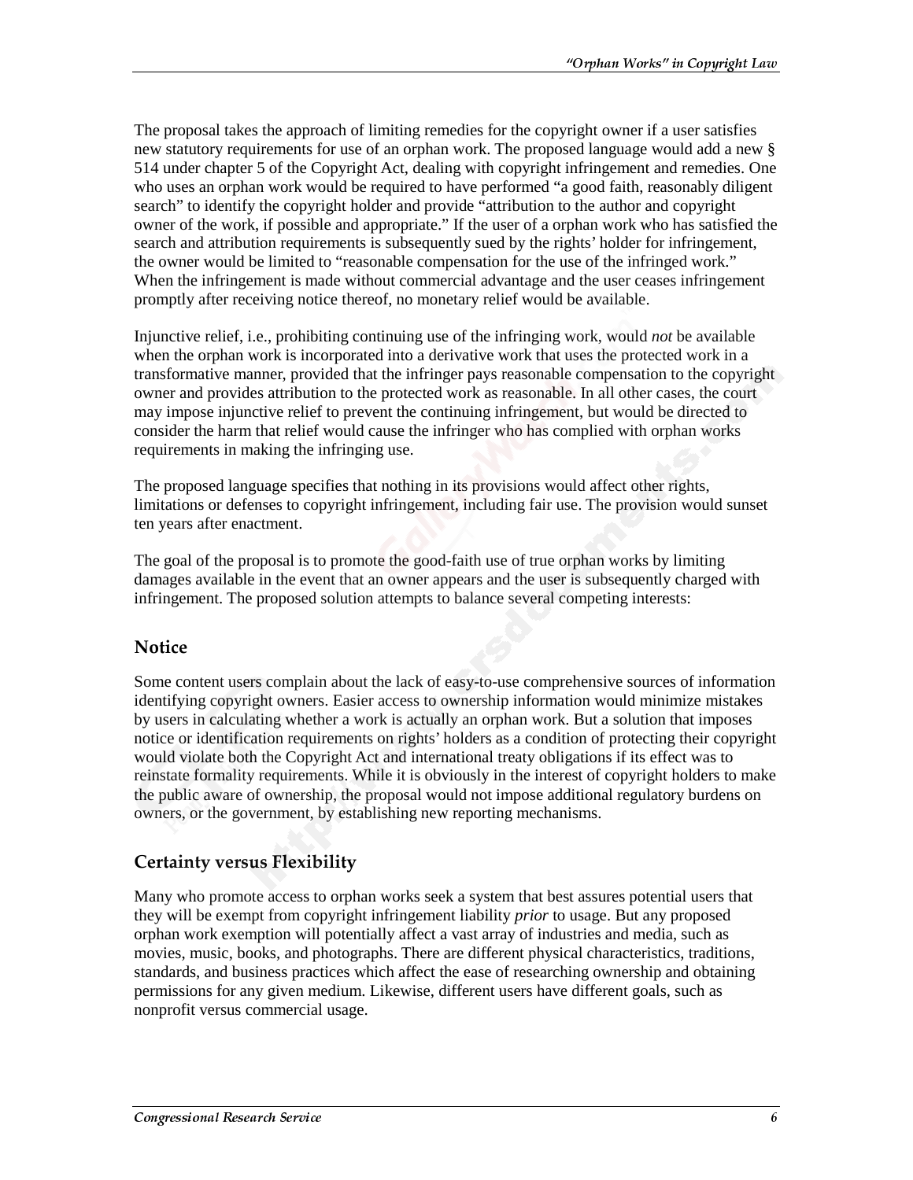The proposal takes the approach of limiting remedies for the copyright owner if a user satisfies new statutory requirements for use of an orphan work. The proposed language would add a new § 514 under chapter 5 of the Copyright Act, dealing with copyright infringement and remedies. One who uses an orphan work would be required to have performed "a good faith, reasonably diligent search" to identify the copyright holder and provide "attribution to the author and copyright owner of the work, if possible and appropriate." If the user of a orphan work who has satisfied the search and attribution requirements is subsequently sued by the rights' holder for infringement, the owner would be limited to "reasonable compensation for the use of the infringed work." When the infringement is made without commercial advantage and the user ceases infringement promptly after receiving notice thereof, no monetary relief would be available.

Injunctive relief, i.e., prohibiting continuing use of the infringing work, would *not* be available when the orphan work is incorporated into a derivative work that uses the protected work in a transformative manner, provided that the infringer pays reasonable compensation to the copyright owner and provides attribution to the protected work as reasonable. In all other cases, the court may impose injunctive relief to prevent the continuing infringement, but would be directed to consider the harm that relief would cause the infringer who has complied with orphan works requirements in making the infringing use.

The proposed language specifies that nothing in its provisions would affect other rights, limitations or defenses to copyright infringement, including fair use. The provision would sunset ten years after enactment.

The goal of the proposal is to promote the good-faith use of true orphan works by limiting damages available in the event that an owner appears and the user is subsequently charged with infringement. The proposed solution attempts to balance several competing interests:

## Notice

Some content users complain about the lack of easy-to-use comprehensive sources of information identifying copyright owners. Easier access to ownership information would minimize mistakes by users in calculating whether a work is actually an orphan work. But a solution that imposes notice or identification requirements on rights' holders as a condition of protecting their copyright would violate both the Copyright Act and international treaty obligations if its effect was to reinstate formality requirements. While it is obviously in the interest of copyright holders to make the public aware of ownership, the proposal would not impose additional regulatory burdens on owners, or the government, by establishing new reporting mechanisms.

## Certainty versus Flexibility

Many who promote access to orphan works seek a system that best assures potential users that they will be exempt from copyright infringement liability *prior* to usage. But any proposed orphan work exemption will potentially affect a vast array of industries and media, such as movies, music, books, and photographs. There are different physical characteristics, traditions, standards, and business practices which affect the ease of researching ownership and obtaining permissions for any given medium. Likewise, different users have different goals, such as nonprofit versus commercial usage.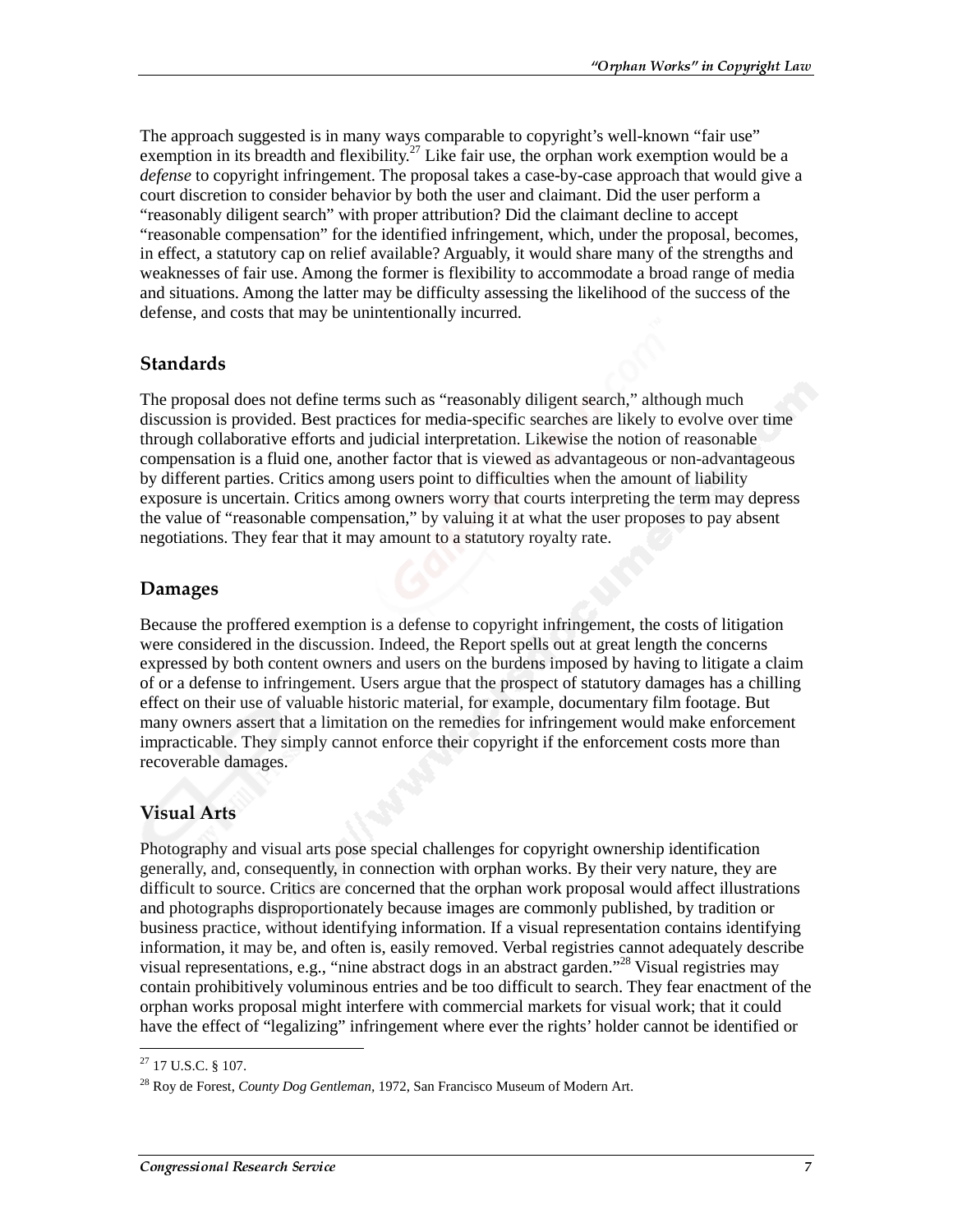The approach suggested is in many ways comparable to copyright's well-known "fair use" exemption in its breadth and flexibility.[27] Like fair use, the orphan work exemption would be a *defense* to copyright infringement. The proposal takes a case-by-case approach that would give a court discretion to consider behavior by both the user and claimant. Did the user perform a "reasonably diligent search" with proper attribution? Did the claimant decline to accept "reasonable compensation" for the identified infringement, which, under the proposal, becomes, in effect, a statutory cap on relief available? Arguably, it would share many of the strengths and weaknesses of fair use. Among the former is flexibility to accommodate a broad range of media and situations. Among the latter may be difficulty assessing the likelihood of the success of the defense, and costs that may be unintentionally incurred.

## Standards

The proposal does not define terms such as "reasonably diligent search," although much discussion is provided. Best practices for media-specific searches are likely to evolve over time through collaborative efforts and judicial interpretation. Likewise the notion of reasonable compensation is a fluid one, another factor that is viewed as advantageous or non-advantageous by different parties. Critics among users point to difficulties when the amount of liability exposure is uncertain. Critics among owners worry that courts interpreting the term may depress the value of "reasonable compensation," by valuing it at what the user proposes to pay absent negotiations. They fear that it may amount to a statutory royalty rate.

## Damages

Because the proffered exemption is a defense to copyright infringement, the costs of litigation were considered in the discussion. Indeed, the Report spells out at great length the concerns expressed by both content owners and users on the burdens imposed by having to litigate a claim of or a defense to infringement. Users argue that the prospect of statutory damages has a chilling effect on their use of valuable historic material, for example, documentary film footage. But many owners assert that a limitation on the remedies for infringement would make enforcement impracticable. They simply cannot enforce their copyright if the enforcement costs more than recoverable damages.

## Visual Arts

Photography and visual arts pose special challenges for copyright ownership identification generally, and, consequently, in connection with orphan works. By their very nature, they are difficult to source. Critics are concerned that the orphan work proposal would affect illustrations and photographs disproportionately because images are commonly published, by tradition or business practice, without identifying information. If a visual representation contains identifying information, it may be, and often is, easily removed. Verbal registries cannot adequately describe visual representations, e.g., "nine abstract dogs in an abstract garden."[28] Visual registries may contain prohibitively voluminous entries and be too difficult to search. They fear enactment of the orphan works proposal might interfere with commercial markets for visual work; that it could have the effect of "legalizing" infringement where ever the rights' holder cannot be identified or

---

[27] 17 U.S.C. § 107.

[28] Roy de Forest, *County Dog Gentleman*, 1972, San Francisco Museum of Modern Art.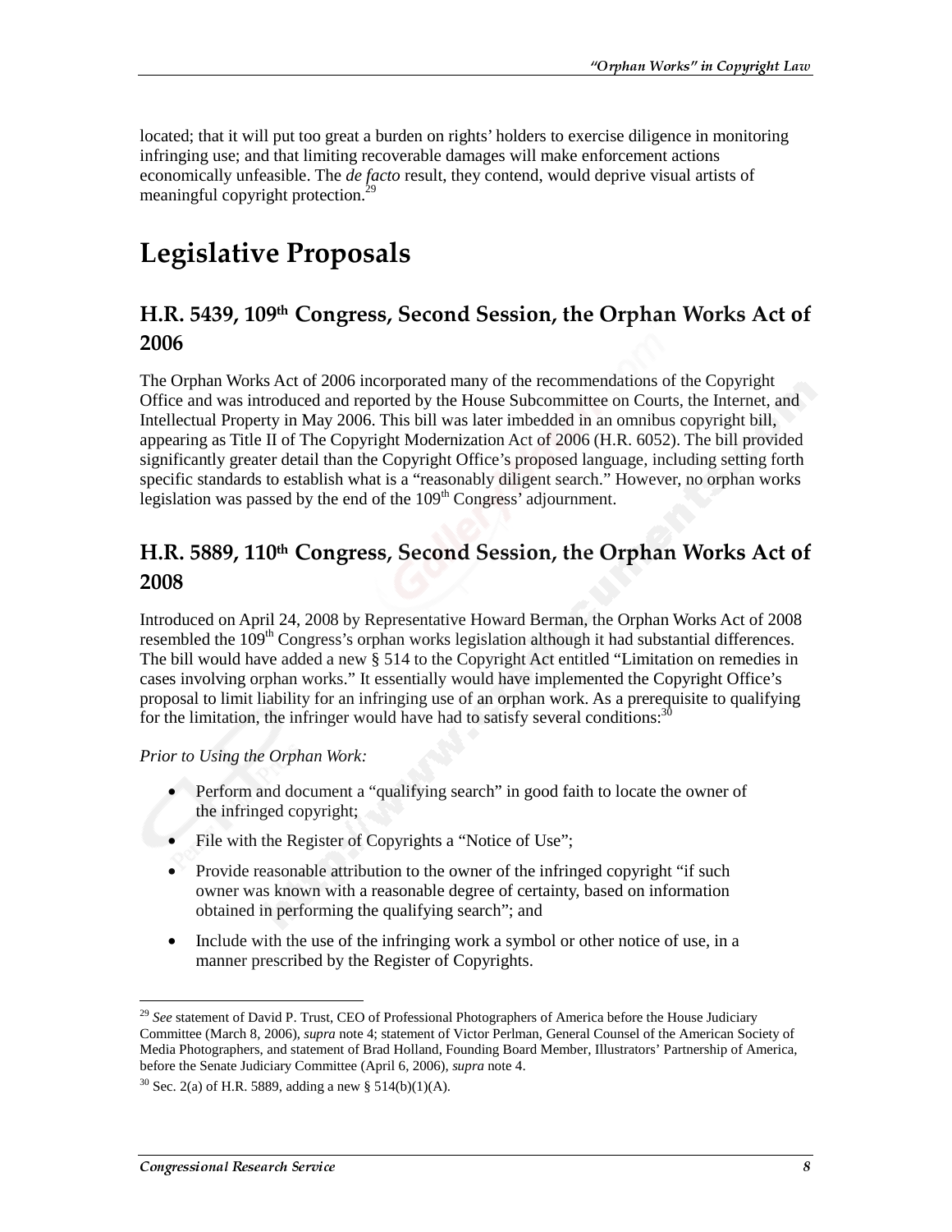located; that it will put too great a burden on rights' holders to exercise diligence in monitoring infringing use; and that limiting recoverable damages will make enforcement actions economically unfeasible. The *de facto* result, they contend, would deprive visual artists of meaningful copyright protection.[29]

# Legislative Proposals

## H.R. 5439, 109th Congress, Second Session, the Orphan Works Act of 2006

The Orphan Works Act of 2006 incorporated many of the recommendations of the Copyright Office and was introduced and reported by the House Subcommittee on Courts, the Internet, and Intellectual Property in May 2006. This bill was later imbedded in an omnibus copyright bill, appearing as Title II of The Copyright Modernization Act of 2006 (H.R. 6052). The bill provided significantly greater detail than the Copyright Office's proposed language, including setting forth specific standards to establish what is a "reasonably diligent search." However, no orphan works legislation was passed by the end of the 109th Congress' adjournment.

## H.R. 5889, 110th Congress, Second Session, the Orphan Works Act of 2008

Introduced on April 24, 2008 by Representative Howard Berman, the Orphan Works Act of 2008 resembled the 109th Congress's orphan works legislation although it had substantial differences. The bill would have added a new § 514 to the Copyright Act entitled "Limitation on remedies in cases involving orphan works." It essentially would have implemented the Copyright Office's proposal to limit liability for an infringing use of an orphan work. As a prerequisite to qualifying for the limitation, the infringer would have had to satisfy several conditions:[30]

*Prior to Using the Orphan Work:*

- Perform and document a "qualifying search" in good faith to locate the owner of the infringed copyright;
- File with the Register of Copyrights a "Notice of Use";
- Provide reasonable attribution to the owner of the infringed copyright "if such owner was known with a reasonable degree of certainty, based on information obtained in performing the qualifying search"; and
- Include with the use of the infringing work a symbol or other notice of use, in a manner prescribed by the Register of Copyrights.

---

[29] *See* statement of David P. Trust, CEO of Professional Photographers of America before the House Judiciary Committee (March 8, 2006), *supra* note 4; statement of Victor Perlman, General Counsel of the American Society of Media Photographers, and statement of Brad Holland, Founding Board Member, Illustrators' Partnership of America, before the Senate Judiciary Committee (April 6, 2006), *supra* note 4.

[30] Sec. 2(a) of H.R. 5889, adding a new § 514(b)(1)(A).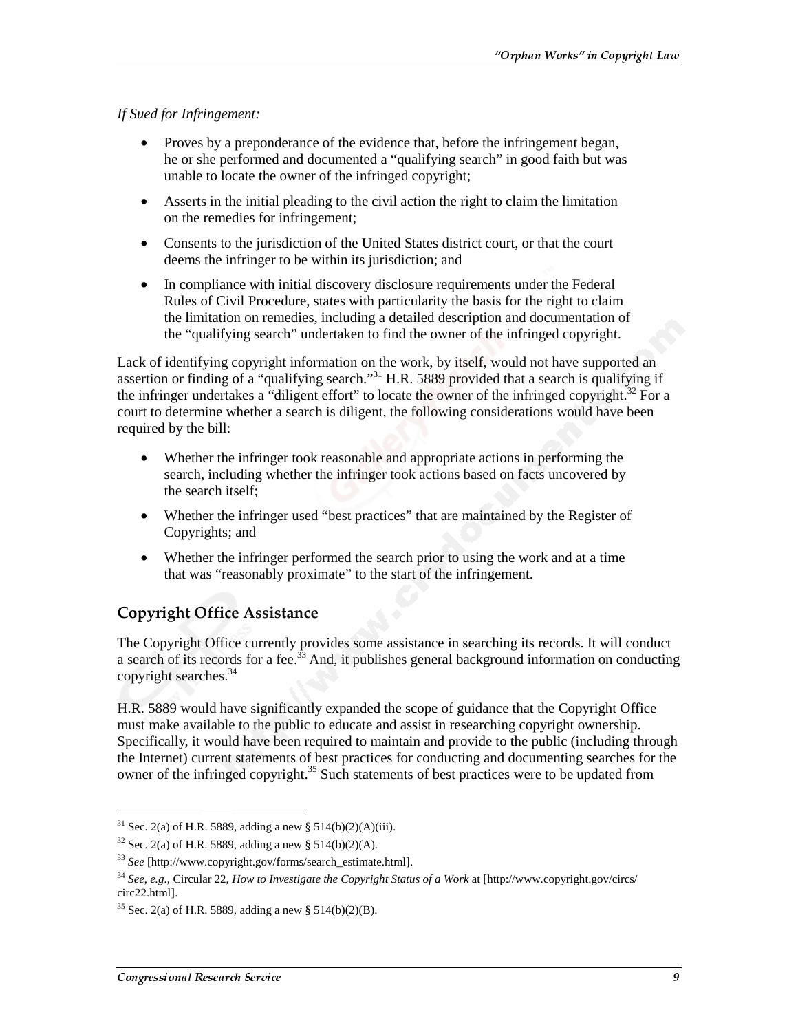*If Sued for Infringement:*

- Proves by a preponderance of the evidence that, before the infringement began, he or she performed and documented a "qualifying search" in good faith but was unable to locate the owner of the infringed copyright;
- Asserts in the initial pleading to the civil action the right to claim the limitation on the remedies for infringement;
- Consents to the jurisdiction of the United States district court, or that the court deems the infringer to be within its jurisdiction; and
- In compliance with initial discovery disclosure requirements under the Federal Rules of Civil Procedure, states with particularity the basis for the right to claim the limitation on remedies, including a detailed description and documentation of the "qualifying search" undertaken to find the owner of the infringed copyright.

Lack of identifying copyright information on the work, by itself, would not have supported an assertion or finding of a "qualifying search."[31] H.R. 5889 provided that a search is qualifying if the infringer undertakes a "diligent effort" to locate the owner of the infringed copyright.[32] For a court to determine whether a search is diligent, the following considerations would have been required by the bill:

- Whether the infringer took reasonable and appropriate actions in performing the search, including whether the infringer took actions based on facts uncovered by the search itself;
- Whether the infringer used "best practices" that are maintained by the Register of Copyrights; and
- Whether the infringer performed the search prior to using the work and at a time that was "reasonably proximate" to the start of the infringement.

## Copyright Office Assistance

The Copyright Office currently provides some assistance in searching its records. It will conduct a search of its records for a fee.[33] And, it publishes general background information on conducting copyright searches.[34]

H.R. 5889 would have significantly expanded the scope of guidance that the Copyright Office must make available to the public to educate and assist in researching copyright ownership. Specifically, it would have been required to maintain and provide to the public (including through the Internet) current statements of best practices for conducting and documenting searches for the owner of the infringed copyright.[35] Such statements of best practices were to be updated from

---

[31] Sec. 2(a) of H.R. 5889, adding a new § 514(b)(2)(A)(iii).

[32] Sec. 2(a) of H.R. 5889, adding a new § 514(b)(2)(A).

[33] *See* [http://www.copyright.gov/forms/search_estimate.html].

[34] *See, e.g.*, Circular 22, *How to Investigate the Copyright Status of a Work* at [http://www.copyright.gov/circs/circ22.html].

[35] Sec. 2(a) of H.R. 5889, adding a new § 514(b)(2)(B).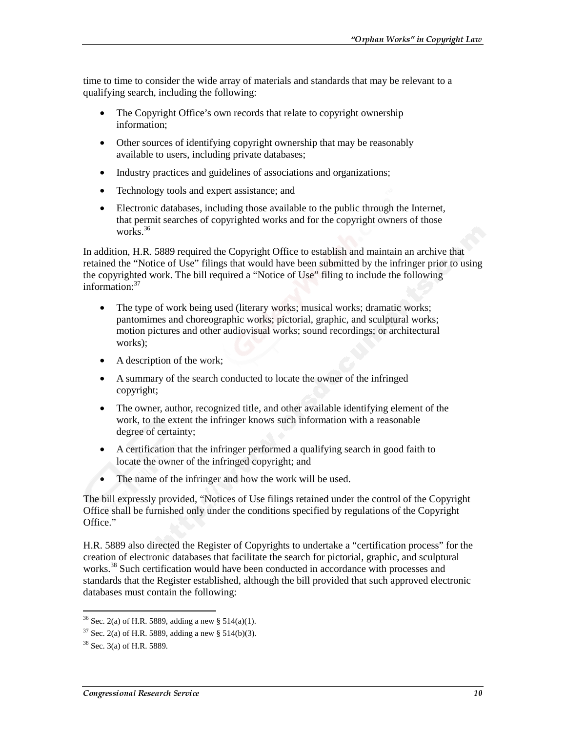time to time to consider the wide array of materials and standards that may be relevant to a qualifying search, including the following:

- The Copyright Office's own records that relate to copyright ownership information;
- Other sources of identifying copyright ownership that may be reasonably available to users, including private databases;
- Industry practices and guidelines of associations and organizations;
- Technology tools and expert assistance; and
- Electronic databases, including those available to the public through the Internet, that permit searches of copyrighted works and for the copyright owners of those works.[36]

In addition, H.R. 5889 required the Copyright Office to establish and maintain an archive that retained the "Notice of Use" filings that would have been submitted by the infringer prior to using the copyrighted work. The bill required a "Notice of Use" filing to include the following information:[37]

- The type of work being used (literary works; musical works; dramatic works; pantomimes and choreographic works; pictorial, graphic, and sculptural works; motion pictures and other audiovisual works; sound recordings; or architectural works);
- A description of the work;
- A summary of the search conducted to locate the owner of the infringed copyright;
- The owner, author, recognized title, and other available identifying element of the work, to the extent the infringer knows such information with a reasonable degree of certainty;
- A certification that the infringer performed a qualifying search in good faith to locate the owner of the infringed copyright; and
- The name of the infringer and how the work will be used.

The bill expressly provided, "Notices of Use filings retained under the control of the Copyright Office shall be furnished only under the conditions specified by regulations of the Copyright Office."

H.R. 5889 also directed the Register of Copyrights to undertake a "certification process" for the creation of electronic databases that facilitate the search for pictorial, graphic, and sculptural works.[38] Such certification would have been conducted in accordance with processes and standards that the Register established, although the bill provided that such approved electronic databases must contain the following:

---

[36] Sec. 2(a) of H.R. 5889, adding a new § 514(a)(1).

[37] Sec. 2(a) of H.R. 5889, adding a new § 514(b)(3).

[38] Sec. 3(a) of H.R. 5889.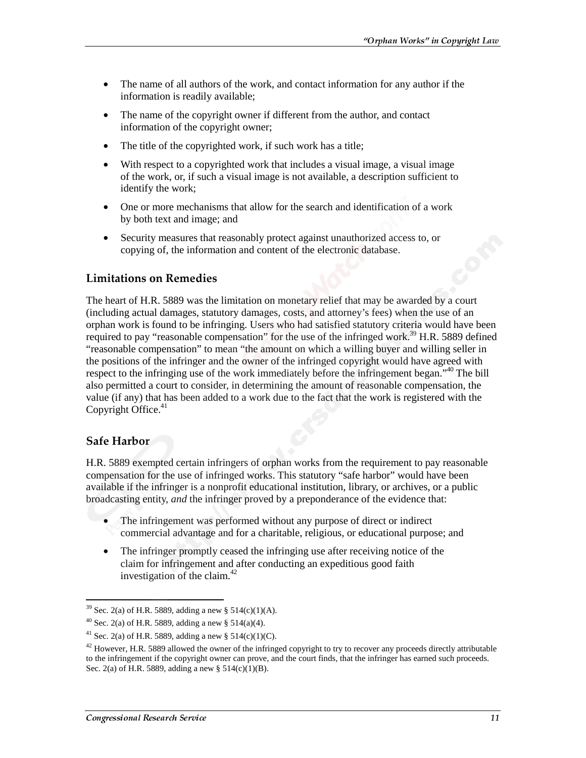- The name of all authors of the work, and contact information for any author if the information is readily available;
- The name of the copyright owner if different from the author, and contact information of the copyright owner;
- The title of the copyrighted work, if such work has a title;
- With respect to a copyrighted work that includes a visual image, a visual image of the work, or, if such a visual image is not available, a description sufficient to identify the work;
- One or more mechanisms that allow for the search and identification of a work by both text and image; and
- Security measures that reasonably protect against unauthorized access to, or copying of, the information and content of the electronic database.

### Limitations on Remedies

The heart of H.R. 5889 was the limitation on monetary relief that may be awarded by a court (including actual damages, statutory damages, costs, and attorney's fees) when the use of an orphan work is found to be infringing. Users who had satisfied statutory criteria would have been required to pay "reasonable compensation" for the use of the infringed work.[39] H.R. 5889 defined "reasonable compensation" to mean "the amount on which a willing buyer and willing seller in the positions of the infringer and the owner of the infringed copyright would have agreed with respect to the infringing use of the work immediately before the infringement began."[40] The bill also permitted a court to consider, in determining the amount of reasonable compensation, the value (if any) that has been added to a work due to the fact that the work is registered with the Copyright Office.[41]

### Safe Harbor

H.R. 5889 exempted certain infringers of orphan works from the requirement to pay reasonable compensation for the use of infringed works. This statutory "safe harbor" would have been available if the infringer is a nonprofit educational institution, library, or archives, or a public broadcasting entity, *and* the infringer proved by a preponderance of the evidence that:

- The infringement was performed without any purpose of direct or indirect commercial advantage and for a charitable, religious, or educational purpose; and
- The infringer promptly ceased the infringing use after receiving notice of the claim for infringement and after conducting an expeditious good faith investigation of the claim.[42]

---

[39] Sec. 2(a) of H.R. 5889, adding a new § 514(c)(1)(A).

[40] Sec. 2(a) of H.R. 5889, adding a new § 514(a)(4).

[41] Sec. 2(a) of H.R. 5889, adding a new § 514(c)(1)(C).

[42] However, H.R. 5889 allowed the owner of the infringed copyright to try to recover any proceeds directly attributable to the infringement if the copyright owner can prove, and the court finds, that the infringer has earned such proceeds. Sec. 2(a) of H.R. 5889, adding a new § 514(c)(1)(B).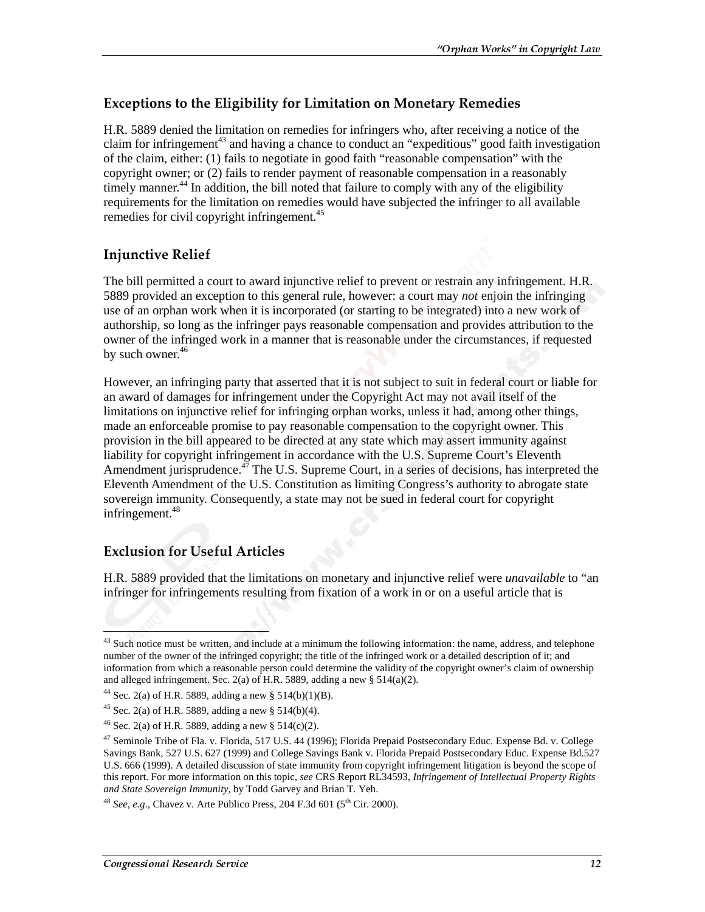## Exceptions to the Eligibility for Limitation on Monetary Remedies

H.R. 5889 denied the limitation on remedies for infringers who, after receiving a notice of the claim for infringement[43] and having a chance to conduct an "expeditious" good faith investigation of the claim, either: (1) fails to negotiate in good faith "reasonable compensation" with the copyright owner; or (2) fails to render payment of reasonable compensation in a reasonably timely manner.[44] In addition, the bill noted that failure to comply with any of the eligibility requirements for the limitation on remedies would have subjected the infringer to all available remedies for civil copyright infringement.[45]

## Injunctive Relief

The bill permitted a court to award injunctive relief to prevent or restrain any infringement. H.R. 5889 provided an exception to this general rule, however: a court may *not* enjoin the infringing use of an orphan work when it is incorporated (or starting to be integrated) into a new work of authorship, so long as the infringer pays reasonable compensation and provides attribution to the owner of the infringed work in a manner that is reasonable under the circumstances, if requested by such owner.[46]

However, an infringing party that asserted that it is not subject to suit in federal court or liable for an award of damages for infringement under the Copyright Act may not avail itself of the limitations on injunctive relief for infringing orphan works, unless it had, among other things, made an enforceable promise to pay reasonable compensation to the copyright owner. This provision in the bill appeared to be directed at any state which may assert immunity against liability for copyright infringement in accordance with the U.S. Supreme Court's Eleventh Amendment jurisprudence.[47] The U.S. Supreme Court, in a series of decisions, has interpreted the Eleventh Amendment of the U.S. Constitution as limiting Congress's authority to abrogate state sovereign immunity. Consequently, a state may not be sued in federal court for copyright infringement.[48]

## Exclusion for Useful Articles

H.R. 5889 provided that the limitations on monetary and injunctive relief were *unavailable* to "an infringer for infringements resulting from fixation of a work in or on a useful article that is

---

[43] Such notice must be written, and include at a minimum the following information: the name, address, and telephone number of the owner of the infringed copyright; the title of the infringed work or a detailed description of it; and information from which a reasonable person could determine the validity of the copyright owner's claim of ownership and alleged infringement. Sec. 2(a) of H.R. 5889, adding a new § 514(a)(2).

[44] Sec. 2(a) of H.R. 5889, adding a new § 514(b)(1)(B).

[45] Sec. 2(a) of H.R. 5889, adding a new § 514(b)(4).

[46] Sec. 2(a) of H.R. 5889, adding a new § 514(c)(2).

[47] Seminole Tribe of Fla. v. Florida, 517 U.S. 44 (1996); Florida Prepaid Postsecondary Educ. Expense Bd. v. College Savings Bank, 527 U.S. 627 (1999) and College Savings Bank v. Florida Prepaid Postsecondary Educ. Expense Bd.527 U.S. 666 (1999). A detailed discussion of state immunity from copyright infringement litigation is beyond the scope of this report. For more information on this topic, *see* CRS Report RL34593, *Infringement of Intellectual Property Rights and State Sovereign Immunity*, by Todd Garvey and Brian T. Yeh.

[48] *See, e.g.,* Chavez v. Arte Publico Press, 204 F.3d 601 (5th Cir. 2000).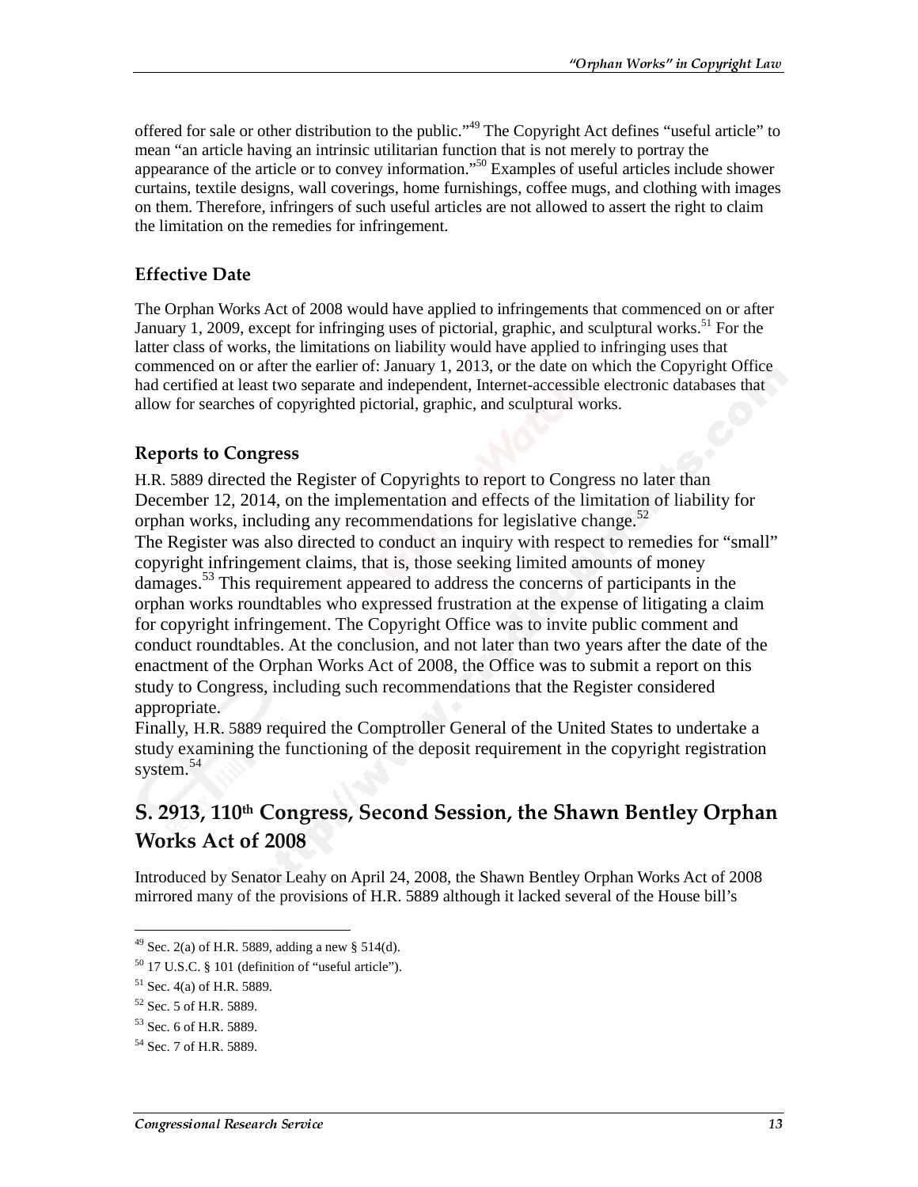offered for sale or other distribution to the public."[49] The Copyright Act defines "useful article" to mean "an article having an intrinsic utilitarian function that is not merely to portray the appearance of the article or to convey information."[50] Examples of useful articles include shower curtains, textile designs, wall coverings, home furnishings, coffee mugs, and clothing with images on them. Therefore, infringers of such useful articles are not allowed to assert the right to claim the limitation on the remedies for infringement.

### Effective Date

The Orphan Works Act of 2008 would have applied to infringements that commenced on or after January 1, 2009, except for infringing uses of pictorial, graphic, and sculptural works.[51] For the latter class of works, the limitations on liability would have applied to infringing uses that commenced on or after the earlier of: January 1, 2013, or the date on which the Copyright Office had certified at least two separate and independent, Internet-accessible electronic databases that allow for searches of copyrighted pictorial, graphic, and sculptural works.

### Reports to Congress

H.R. 5889 directed the Register of Copyrights to report to Congress no later than December 12, 2014, on the implementation and effects of the limitation of liability for orphan works, including any recommendations for legislative change.[52]

The Register was also directed to conduct an inquiry with respect to remedies for "small" copyright infringement claims, that is, those seeking limited amounts of money damages.[53] This requirement appeared to address the concerns of participants in the orphan works roundtables who expressed frustration at the expense of litigating a claim for copyright infringement. The Copyright Office was to invite public comment and conduct roundtables. At the conclusion, and not later than two years after the date of the enactment of the Orphan Works Act of 2008, the Office was to submit a report on this study to Congress, including such recommendations that the Register considered appropriate.

Finally, H.R. 5889 required the Comptroller General of the United States to undertake a study examining the functioning of the deposit requirement in the copyright registration system.[54]

## S. 2913, 110th Congress, Second Session, the Shawn Bentley Orphan Works Act of 2008

Introduced by Senator Leahy on April 24, 2008, the Shawn Bentley Orphan Works Act of 2008 mirrored many of the provisions of H.R. 5889 although it lacked several of the House bill's

---

[49] Sec. 2(a) of H.R. 5889, adding a new § 514(d).

[50] 17 U.S.C. § 101 (definition of "useful article").

[51] Sec. 4(a) of H.R. 5889.

[52] Sec. 5 of H.R. 5889.

[53] Sec. 6 of H.R. 5889.

[54] Sec. 7 of H.R. 5889.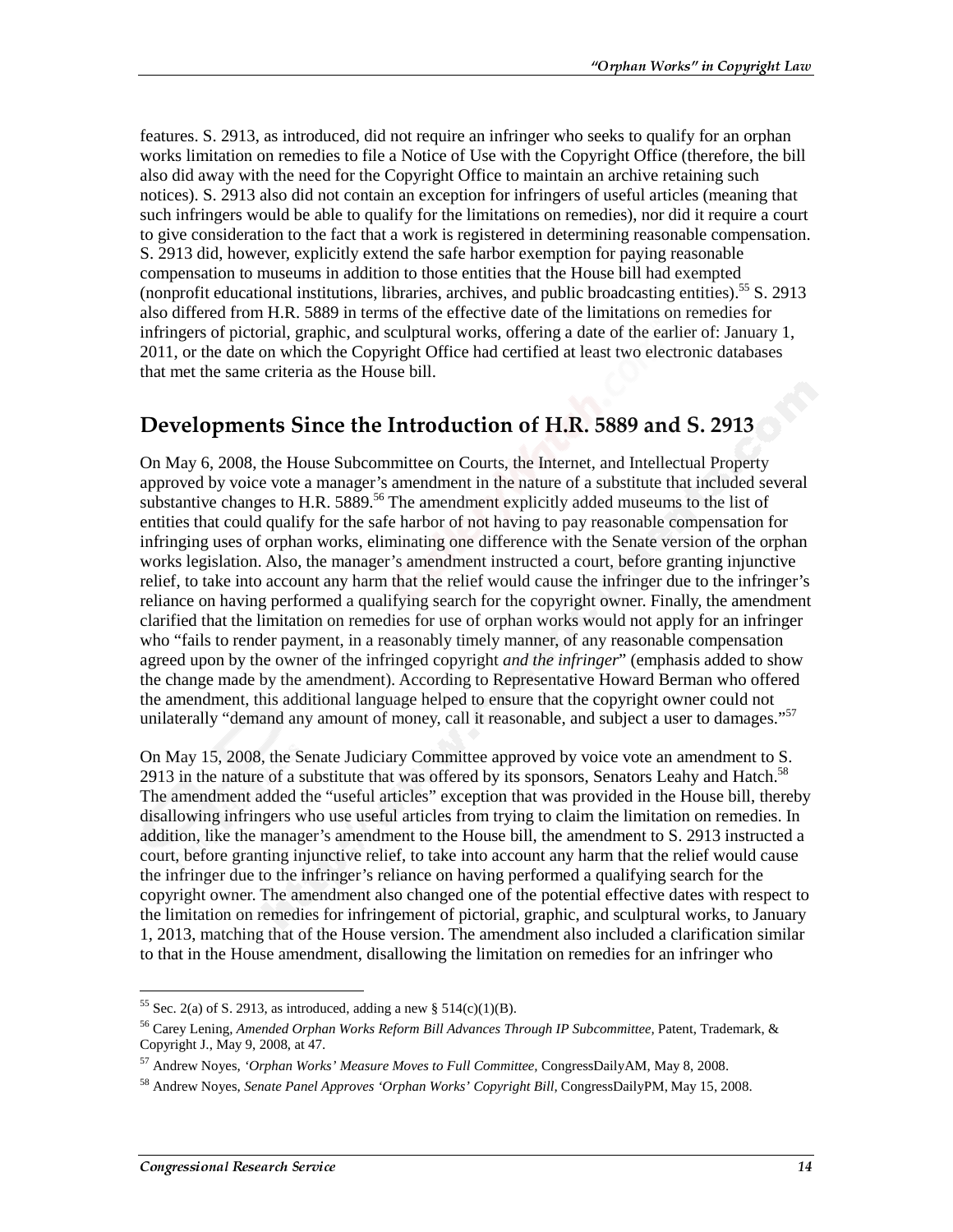features. S. 2913, as introduced, did not require an infringer who seeks to qualify for an orphan works limitation on remedies to file a Notice of Use with the Copyright Office (therefore, the bill also did away with the need for the Copyright Office to maintain an archive retaining such notices). S. 2913 also did not contain an exception for infringers of useful articles (meaning that such infringers would be able to qualify for the limitations on remedies), nor did it require a court to give consideration to the fact that a work is registered in determining reasonable compensation. S. 2913 did, however, explicitly extend the safe harbor exemption for paying reasonable compensation to museums in addition to those entities that the House bill had exempted (nonprofit educational institutions, libraries, archives, and public broadcasting entities).[55] S. 2913 also differed from H.R. 5889 in terms of the effective date of the limitations on remedies for infringers of pictorial, graphic, and sculptural works, offering a date of the earlier of: January 1, 2011, or the date on which the Copyright Office had certified at least two electronic databases that met the same criteria as the House bill.

## Developments Since the Introduction of H.R. 5889 and S. 2913

On May 6, 2008, the House Subcommittee on Courts, the Internet, and Intellectual Property approved by voice vote a manager's amendment in the nature of a substitute that included several substantive changes to H.R. 5889.[56] The amendment explicitly added museums to the list of entities that could qualify for the safe harbor of not having to pay reasonable compensation for infringing uses of orphan works, eliminating one difference with the Senate version of the orphan works legislation. Also, the manager's amendment instructed a court, before granting injunctive relief, to take into account any harm that the relief would cause the infringer due to the infringer's reliance on having performed a qualifying search for the copyright owner. Finally, the amendment clarified that the limitation on remedies for use of orphan works would not apply for an infringer who "fails to render payment, in a reasonably timely manner, of any reasonable compensation agreed upon by the owner of the infringed copyright *and the infringer*" (emphasis added to show the change made by the amendment). According to Representative Howard Berman who offered the amendment, this additional language helped to ensure that the copyright owner could not unilaterally "demand any amount of money, call it reasonable, and subject a user to damages."[57]

On May 15, 2008, the Senate Judiciary Committee approved by voice vote an amendment to S. 2913 in the nature of a substitute that was offered by its sponsors, Senators Leahy and Hatch.[58] The amendment added the "useful articles" exception that was provided in the House bill, thereby disallowing infringers who use useful articles from trying to claim the limitation on remedies. In addition, like the manager's amendment to the House bill, the amendment to S. 2913 instructed a court, before granting injunctive relief, to take into account any harm that the relief would cause the infringer due to the infringer's reliance on having performed a qualifying search for the copyright owner. The amendment also changed one of the potential effective dates with respect to the limitation on remedies for infringement of pictorial, graphic, and sculptural works, to January 1, 2013, matching that of the House version. The amendment also included a clarification similar to that in the House amendment, disallowing the limitation on remedies for an infringer who

---

[55] Sec. 2(a) of S. 2913, as introduced, adding a new § 514(c)(1)(B).

[56] Carey Lening, *Amended Orphan Works Reform Bill Advances Through IP Subcommittee*, Patent, Trademark, & Copyright J., May 9, 2008, at 47.

[57] Andrew Noyes, *'Orphan Works' Measure Moves to Full Committee*, CongressDailyAM, May 8, 2008.

[58] Andrew Noyes, *Senate Panel Approves 'Orphan Works' Copyright Bill*, CongressDailyPM, May 15, 2008.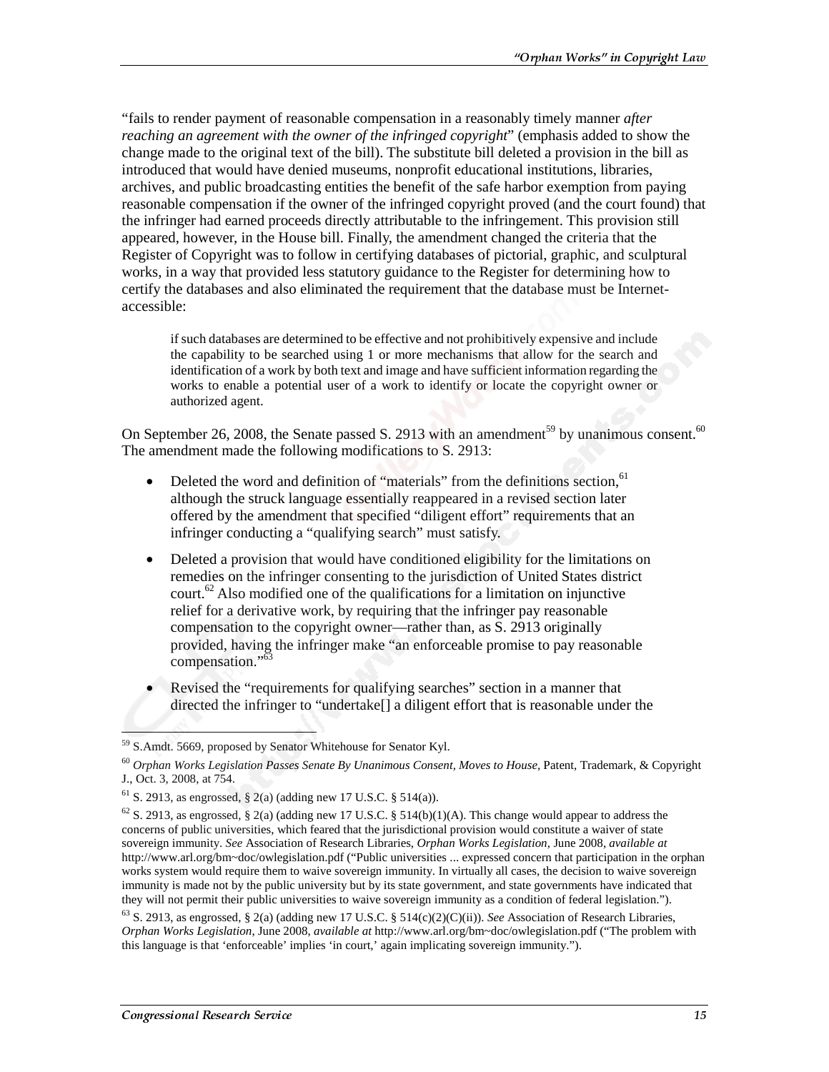"fails to render payment of reasonable compensation in a reasonably timely manner *after reaching an agreement with the owner of the infringed copyright*" (emphasis added to show the change made to the original text of the bill). The substitute bill deleted a provision in the bill as introduced that would have denied museums, nonprofit educational institutions, libraries, archives, and public broadcasting entities the benefit of the safe harbor exemption from paying reasonable compensation if the owner of the infringed copyright proved (and the court found) that the infringer had earned proceeds directly attributable to the infringement. This provision still appeared, however, in the House bill. Finally, the amendment changed the criteria that the Register of Copyright was to follow in certifying databases of pictorial, graphic, and sculptural works, in a way that provided less statutory guidance to the Register for determining how to certify the databases and also eliminated the requirement that the database must be Internet-accessible:

> if such databases are determined to be effective and not prohibitively expensive and include the capability to be searched using 1 or more mechanisms that allow for the search and identification of a work by both text and image and have sufficient information regarding the works to enable a potential user of a work to identify or locate the copyright owner or authorized agent.

On September 26, 2008, the Senate passed S. 2913 with an amendment[59] by unanimous consent.[60] The amendment made the following modifications to S. 2913:

- Deleted the word and definition of "materials" from the definitions section,[61] although the struck language essentially reappeared in a revised section later offered by the amendment that specified "diligent effort" requirements that an infringer conducting a "qualifying search" must satisfy.
- Deleted a provision that would have conditioned eligibility for the limitations on remedies on the infringer consenting to the jurisdiction of United States district court.[62] Also modified one of the qualifications for a limitation on injunctive relief for a derivative work, by requiring that the infringer pay reasonable compensation to the copyright owner—rather than, as S. 2913 originally provided, having the infringer make "an enforceable promise to pay reasonable compensation."[63]
- Revised the "requirements for qualifying searches" section in a manner that directed the infringer to "undertake[] a diligent effort that is reasonable under the

---

[59] S.Amdt. 5669, proposed by Senator Whitehouse for Senator Kyl.

[60] *Orphan Works Legislation Passes Senate By Unanimous Consent, Moves to House,* Patent, Trademark, & Copyright J., Oct. 3, 2008, at 754.

[61] S. 2913, as engrossed, § 2(a) (adding new 17 U.S.C. § 514(a)).

[62] S. 2913, as engrossed, § 2(a) (adding new 17 U.S.C. § 514(b)(1)(A). This change would appear to address the concerns of public universities, which feared that the jurisdictional provision would constitute a waiver of state sovereign immunity. *See* Association of Research Libraries, *Orphan Works Legislation*, June 2008, *available at* http://www.arl.org/bm~doc/owlegislation.pdf ("Public universities ... expressed concern that participation in the orphan works system would require them to waive sovereign immunity. In virtually all cases, the decision to waive sovereign immunity is made not by the public university but by its state government, and state governments have indicated that they will not permit their public universities to waive sovereign immunity as a condition of federal legislation.").

[63] S. 2913, as engrossed, § 2(a) (adding new 17 U.S.C. § 514(c)(2)(C)(ii)). *See* Association of Research Libraries, *Orphan Works Legislation*, June 2008, *available at* http://www.arl.org/bm~doc/owlegislation.pdf ("The problem with this language is that 'enforceable' implies 'in court,' again implicating sovereign immunity.").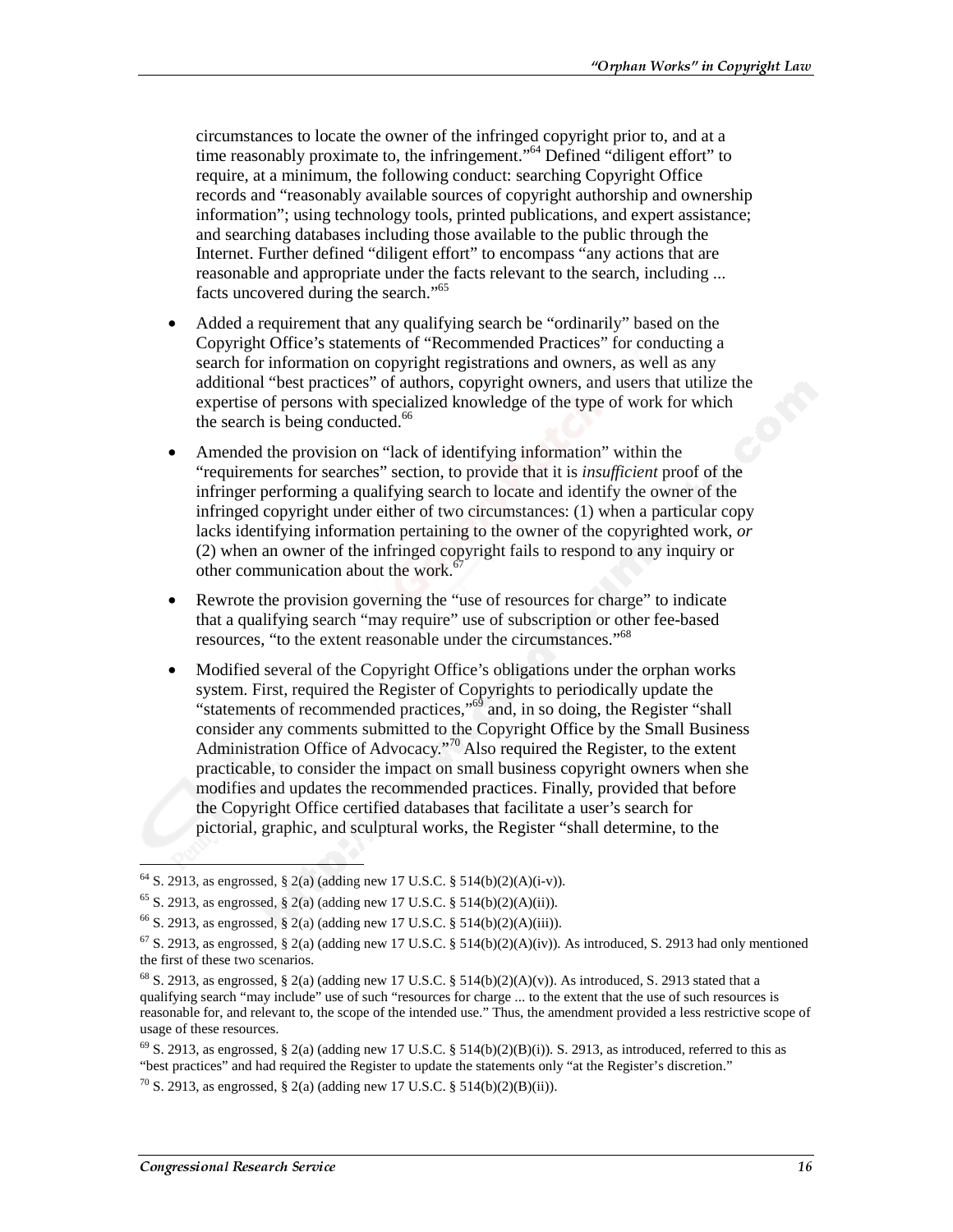circumstances to locate the owner of the infringed copyright prior to, and at a time reasonably proximate to, the infringement."[64] Defined "diligent effort" to require, at a minimum, the following conduct: searching Copyright Office records and "reasonably available sources of copyright authorship and ownership information"; using technology tools, printed publications, and expert assistance; and searching databases including those available to the public through the Internet. Further defined "diligent effort" to encompass "any actions that are reasonable and appropriate under the facts relevant to the search, including ... facts uncovered during the search."[65]

- Added a requirement that any qualifying search be "ordinarily" based on the Copyright Office's statements of "Recommended Practices" for conducting a search for information on copyright registrations and owners, as well as any additional "best practices" of authors, copyright owners, and users that utilize the expertise of persons with specialized knowledge of the type of work for which the search is being conducted.[66]
- Amended the provision on "lack of identifying information" within the "requirements for searches" section, to provide that it is *insufficient* proof of the infringer performing a qualifying search to locate and identify the owner of the infringed copyright under either of two circumstances: (1) when a particular copy lacks identifying information pertaining to the owner of the copyrighted work, *or* (2) when an owner of the infringed copyright fails to respond to any inquiry or other communication about the work.[67]
- Rewrote the provision governing the "use of resources for charge" to indicate that a qualifying search "may require" use of subscription or other fee-based resources, "to the extent reasonable under the circumstances."[68]
- Modified several of the Copyright Office's obligations under the orphan works system. First, required the Register of Copyrights to periodically update the "statements of recommended practices,"[69] and, in so doing, the Register "shall consider any comments submitted to the Copyright Office by the Small Business Administration Office of Advocacy."[70] Also required the Register, to the extent practicable, to consider the impact on small business copyright owners when she modifies and updates the recommended practices. Finally, provided that before the Copyright Office certified databases that facilitate a user's search for pictorial, graphic, and sculptural works, the Register "shall determine, to the

---

[64] S. 2913, as engrossed, § 2(a) (adding new 17 U.S.C. § 514(b)(2)(A)(i-v)).

[65] S. 2913, as engrossed, § 2(a) (adding new 17 U.S.C. § 514(b)(2)(A)(ii)).

[66] S. 2913, as engrossed, § 2(a) (adding new 17 U.S.C. § 514(b)(2)(A)(iii)).

[67] S. 2913, as engrossed, § 2(a) (adding new 17 U.S.C. § 514(b)(2)(A)(iv)). As introduced, S. 2913 had only mentioned the first of these two scenarios.

[68] S. 2913, as engrossed, § 2(a) (adding new 17 U.S.C. § 514(b)(2)(A)(v)). As introduced, S. 2913 stated that a qualifying search "may include" use of such "resources for charge ... to the extent that the use of such resources is reasonable for, and relevant to, the scope of the intended use." Thus, the amendment provided a less restrictive scope of usage of these resources.

[69] S. 2913, as engrossed, § 2(a) (adding new 17 U.S.C. § 514(b)(2)(B)(i)). S. 2913, as introduced, referred to this as "best practices" and had required the Register to update the statements only "at the Register's discretion."

[70] S. 2913, as engrossed, § 2(a) (adding new 17 U.S.C. § 514(b)(2)(B)(ii)).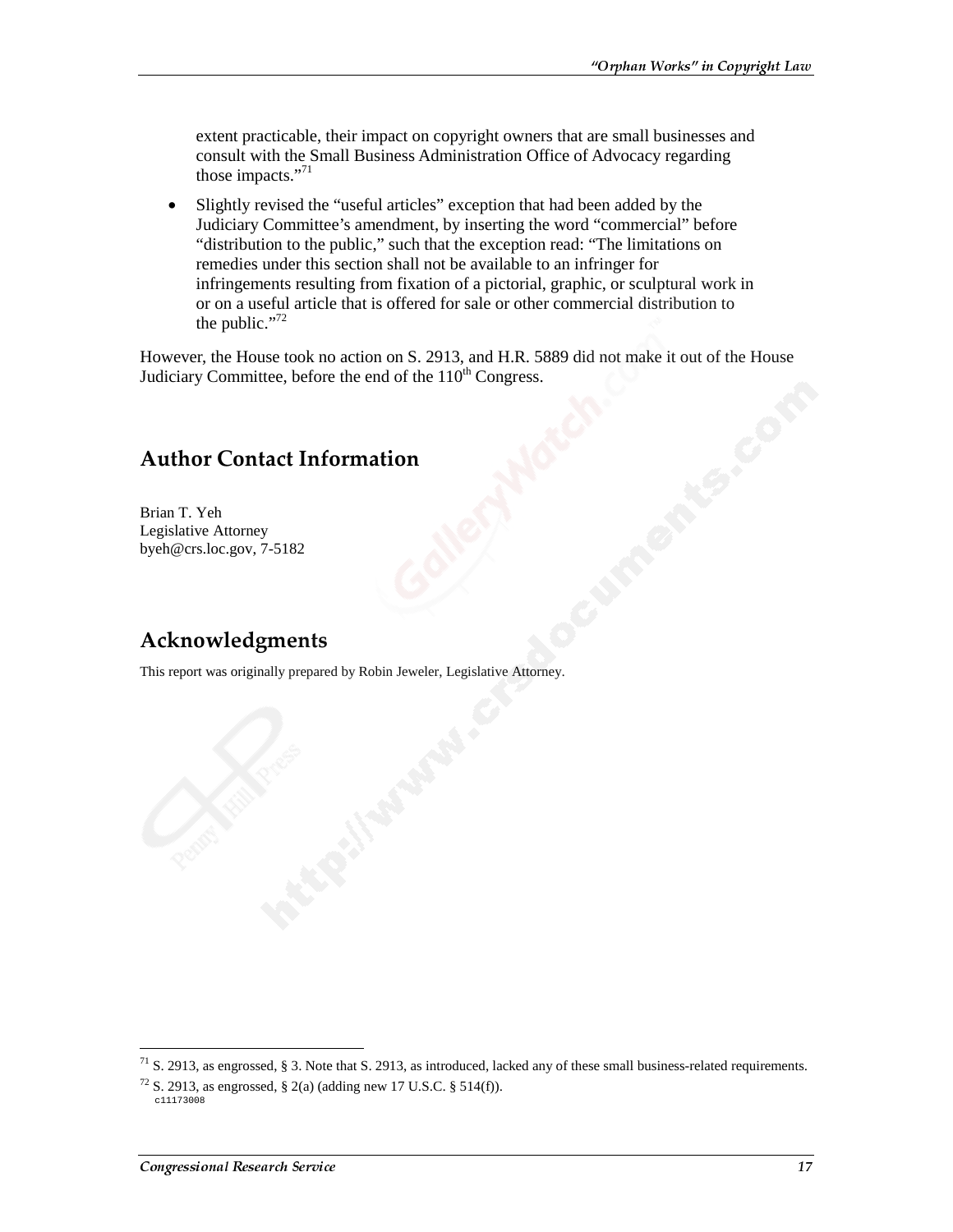extent practicable, their impact on copyright owners that are small businesses and consult with the Small Business Administration Office of Advocacy regarding those impacts."[71]

- Slightly revised the "useful articles" exception that had been added by the Judiciary Committee's amendment, by inserting the word "commercial" before "distribution to the public," such that the exception read: "The limitations on remedies under this section shall not be available to an infringer for infringements resulting from fixation of a pictorial, graphic, or sculptural work in or on a useful article that is offered for sale or other commercial distribution to the public."[72]

However, the House took no action on S. 2913, and H.R. 5889 did not make it out of the House Judiciary Committee, before the end of the 110th Congress.

## Author Contact Information

Brian T. Yeh
Legislative Attorney
byeh@crs.loc.gov, 7-5182

## Acknowledgments

This report was originally prepared by Robin Jeweler, Legislative Attorney.

---

[71] S. 2913, as engrossed, § 3. Note that S. 2913, as introduced, lacked any of these small business-related requirements.

[72] S. 2913, as engrossed, § 2(a) (adding new 17 U.S.C. § 514(f)).